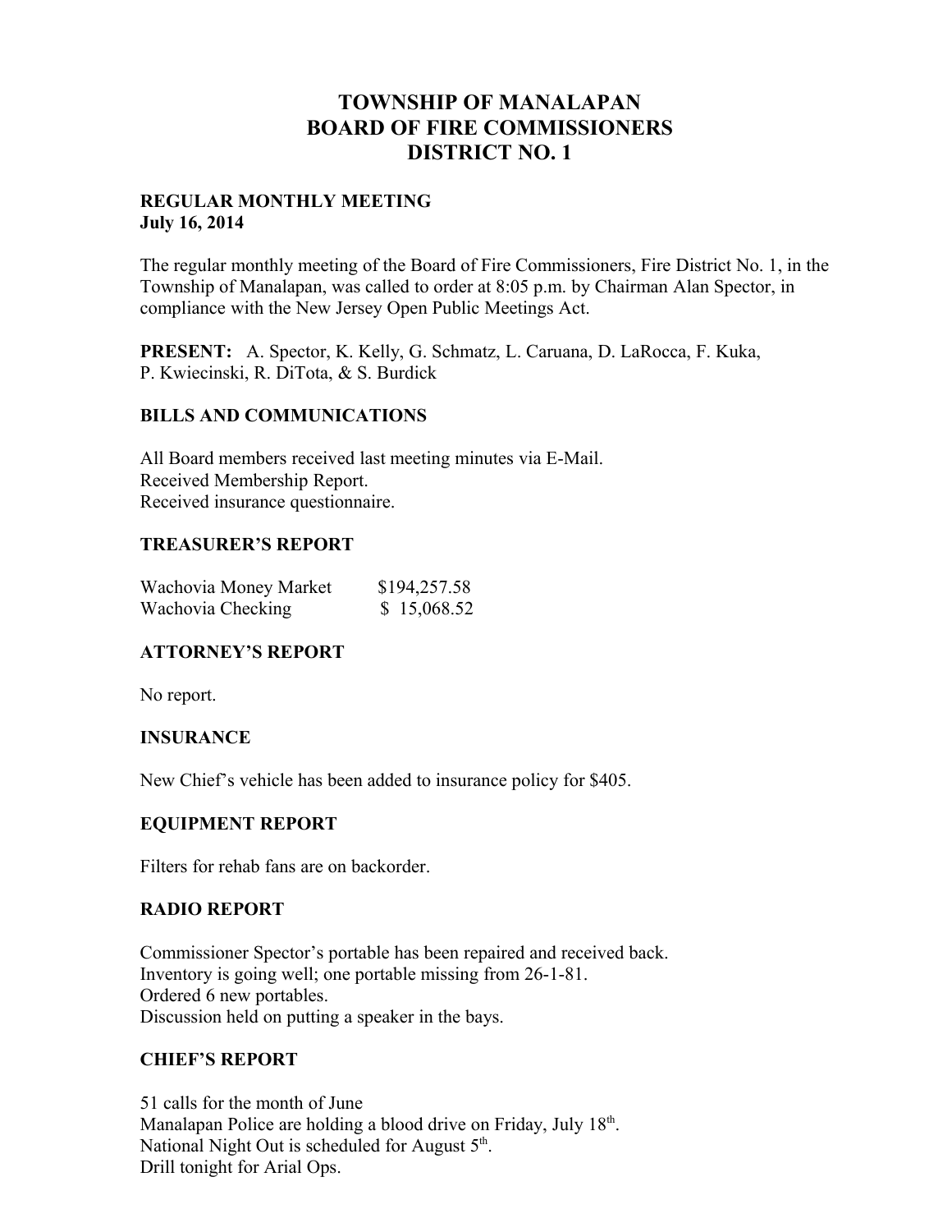# TOWNSHIP OF MANALAPAN
# BOARD OF FIRE COMMISSIONERS
# DISTRICT NO. 1

**REGULAR MONTHLY MEETING**
**July 16, 2014**

The regular monthly meeting of the Board of Fire Commissioners, Fire District No. 1, in the Township of Manalapan, was called to order at 8:05 p.m. by Chairman Alan Spector, in compliance with the New Jersey Open Public Meetings Act.

**PRESENT:** A. Spector, K. Kelly, G. Schmatz, L. Caruana, D. LaRocca, F. Kuka, P. Kwiecinski, R. DiTota, & S. Burdick

## BILLS AND COMMUNICATIONS

All Board members received last meeting minutes via E-Mail.
Received Membership Report.
Received insurance questionnaire.

## TREASURER'S REPORT

| | |
|---|---|
| Wachovia Money Market | $194,257.58 |
| Wachovia Checking | $ 15,068.52 |

## ATTORNEY'S REPORT

No report.

## INSURANCE

New Chief's vehicle has been added to insurance policy for $405.

## EQUIPMENT REPORT

Filters for rehab fans are on backorder.

## RADIO REPORT

Commissioner Spector's portable has been repaired and received back.
Inventory is going well; one portable missing from 26-1-81.
Ordered 6 new portables.
Discussion held on putting a speaker in the bays.

## CHIEF'S REPORT

51 calls for the month of June
Manalapan Police are holding a blood drive on Friday, July 18th.
National Night Out is scheduled for August 5th.
Drill tonight for Arial Ops.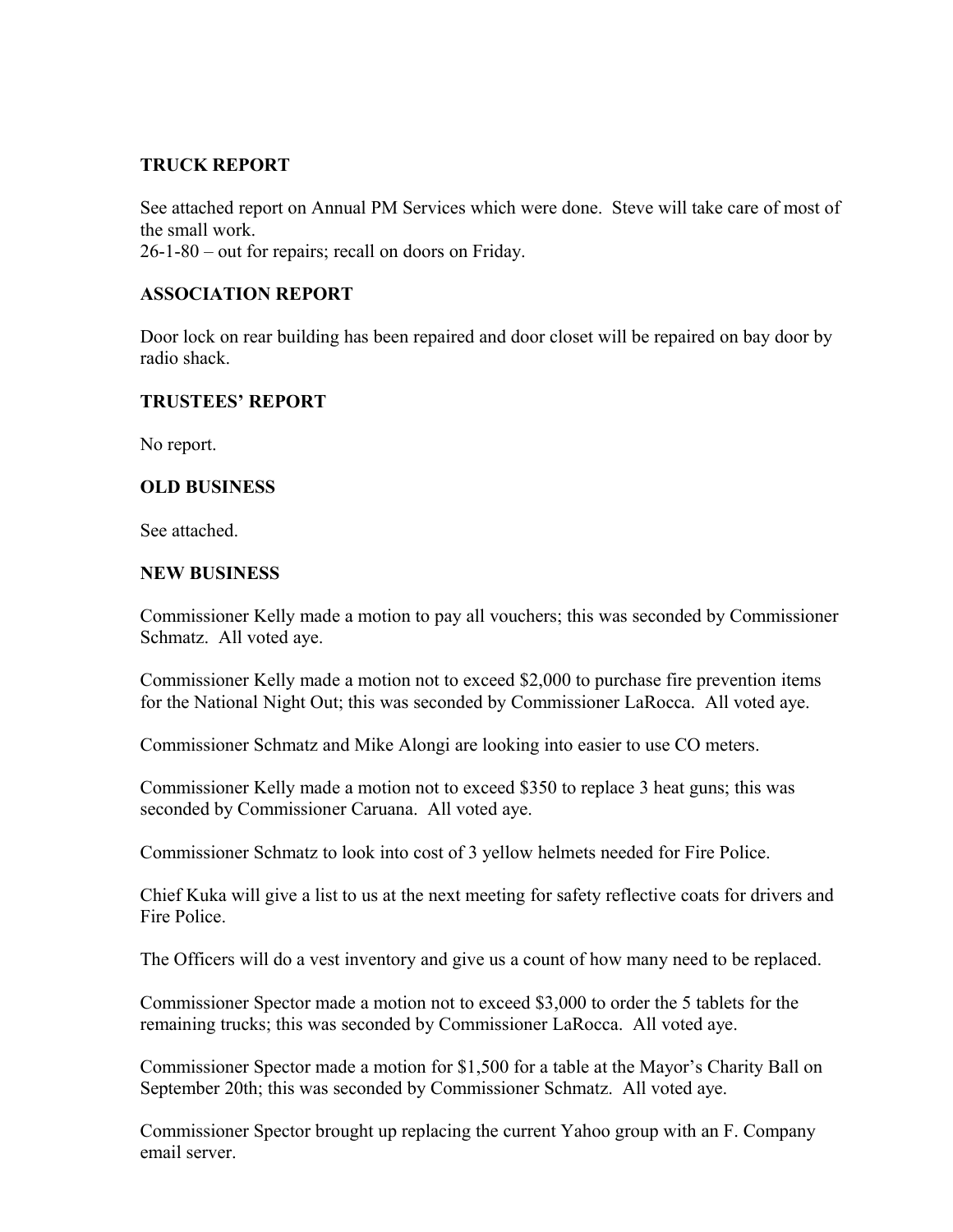## TRUCK REPORT

See attached report on Annual PM Services which were done. Steve will take care of most of the small work.
26-1-80 – out for repairs; recall on doors on Friday.

## ASSOCIATION REPORT

Door lock on rear building has been repaired and door closet will be repaired on bay door by radio shack.

## TRUSTEES' REPORT

No report.

## OLD BUSINESS

See attached.

## NEW BUSINESS

Commissioner Kelly made a motion to pay all vouchers; this was seconded by Commissioner Schmatz. All voted aye.

Commissioner Kelly made a motion not to exceed $2,000 to purchase fire prevention items for the National Night Out; this was seconded by Commissioner LaRocca. All voted aye.

Commissioner Schmatz and Mike Alongi are looking into easier to use CO meters.

Commissioner Kelly made a motion not to exceed $350 to replace 3 heat guns; this was seconded by Commissioner Caruana. All voted aye.

Commissioner Schmatz to look into cost of 3 yellow helmets needed for Fire Police.

Chief Kuka will give a list to us at the next meeting for safety reflective coats for drivers and Fire Police.

The Officers will do a vest inventory and give us a count of how many need to be replaced.

Commissioner Spector made a motion not to exceed $3,000 to order the 5 tablets for the remaining trucks; this was seconded by Commissioner LaRocca. All voted aye.

Commissioner Spector made a motion for $1,500 for a table at the Mayor's Charity Ball on September 20th; this was seconded by Commissioner Schmatz. All voted aye.

Commissioner Spector brought up replacing the current Yahoo group with an F. Company email server.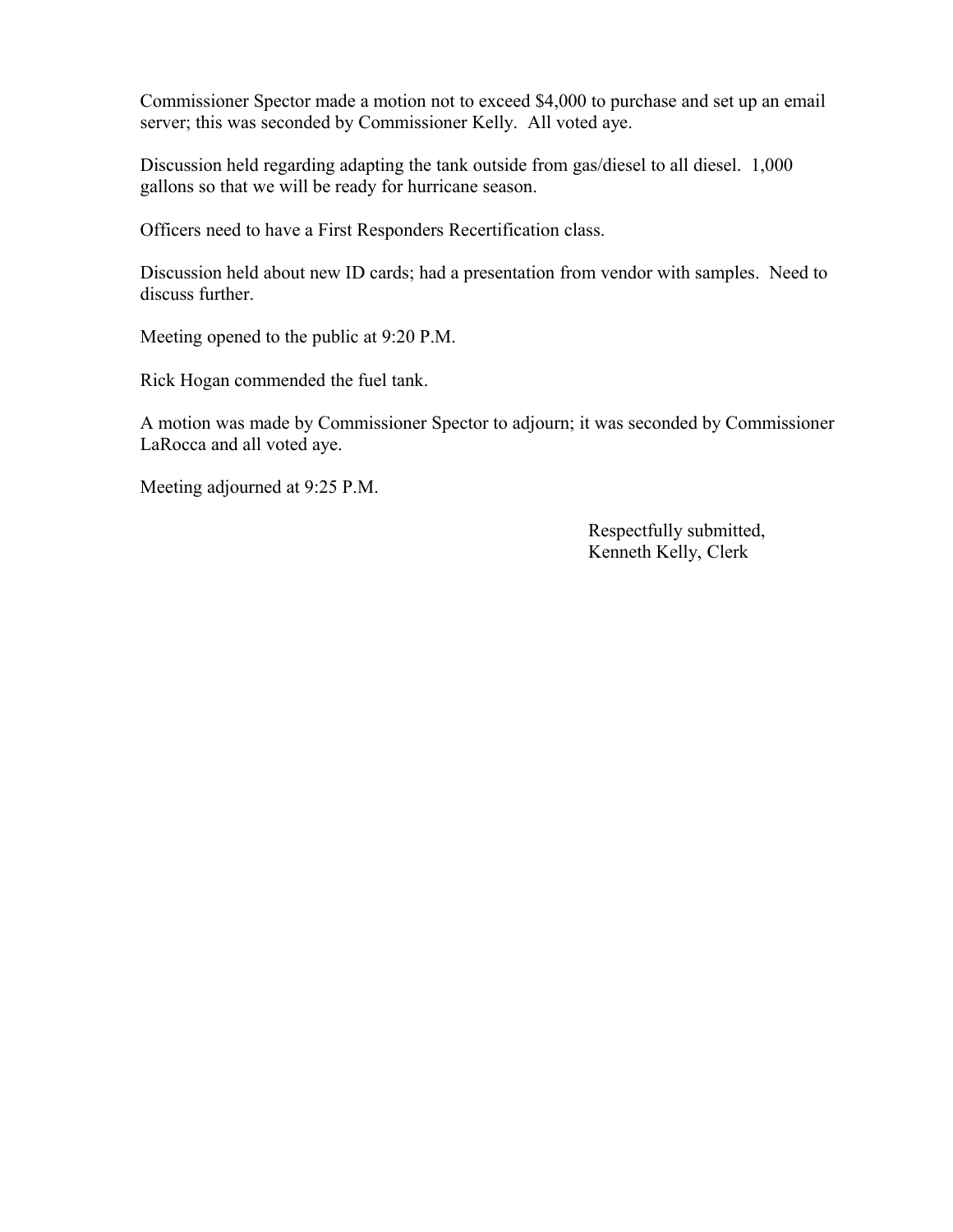Commissioner Spector made a motion not to exceed $4,000 to purchase and set up an email server; this was seconded by Commissioner Kelly. All voted aye.

Discussion held regarding adapting the tank outside from gas/diesel to all diesel. 1,000 gallons so that we will be ready for hurricane season.

Officers need to have a First Responders Recertification class.

Discussion held about new ID cards; had a presentation from vendor with samples. Need to discuss further.

Meeting opened to the public at 9:20 P.M.

Rick Hogan commended the fuel tank.

A motion was made by Commissioner Spector to adjourn; it was seconded by Commissioner LaRocca and all voted aye.

Meeting adjourned at 9:25 P.M.

Respectfully submitted,  
Kenneth Kelly, Clerk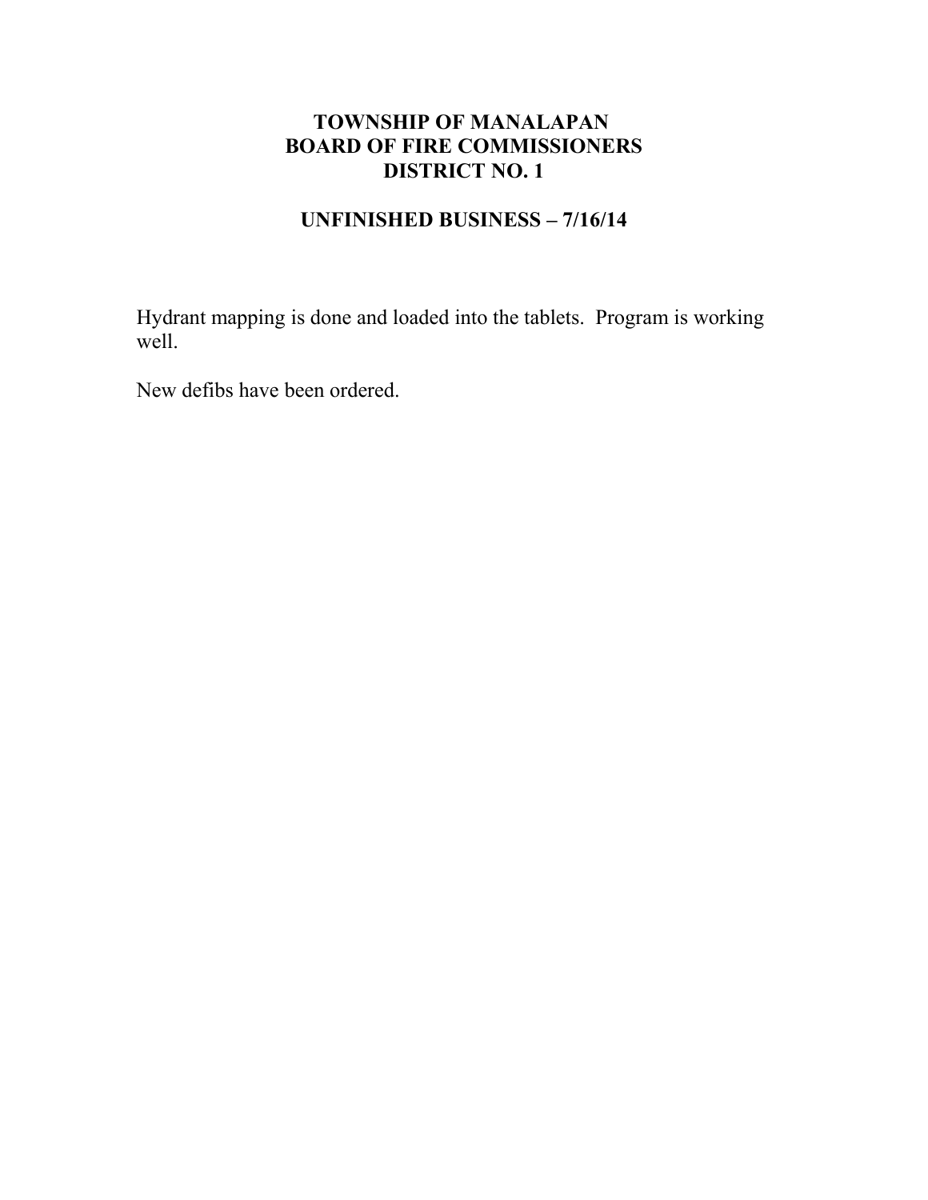# TOWNSHIP OF MANALAPAN
# BOARD OF FIRE COMMISSIONERS
# DISTRICT NO. 1

## UNFINISHED BUSINESS – 7/16/14

Hydrant mapping is done and loaded into the tablets. Program is working well.

New defibs have been ordered.